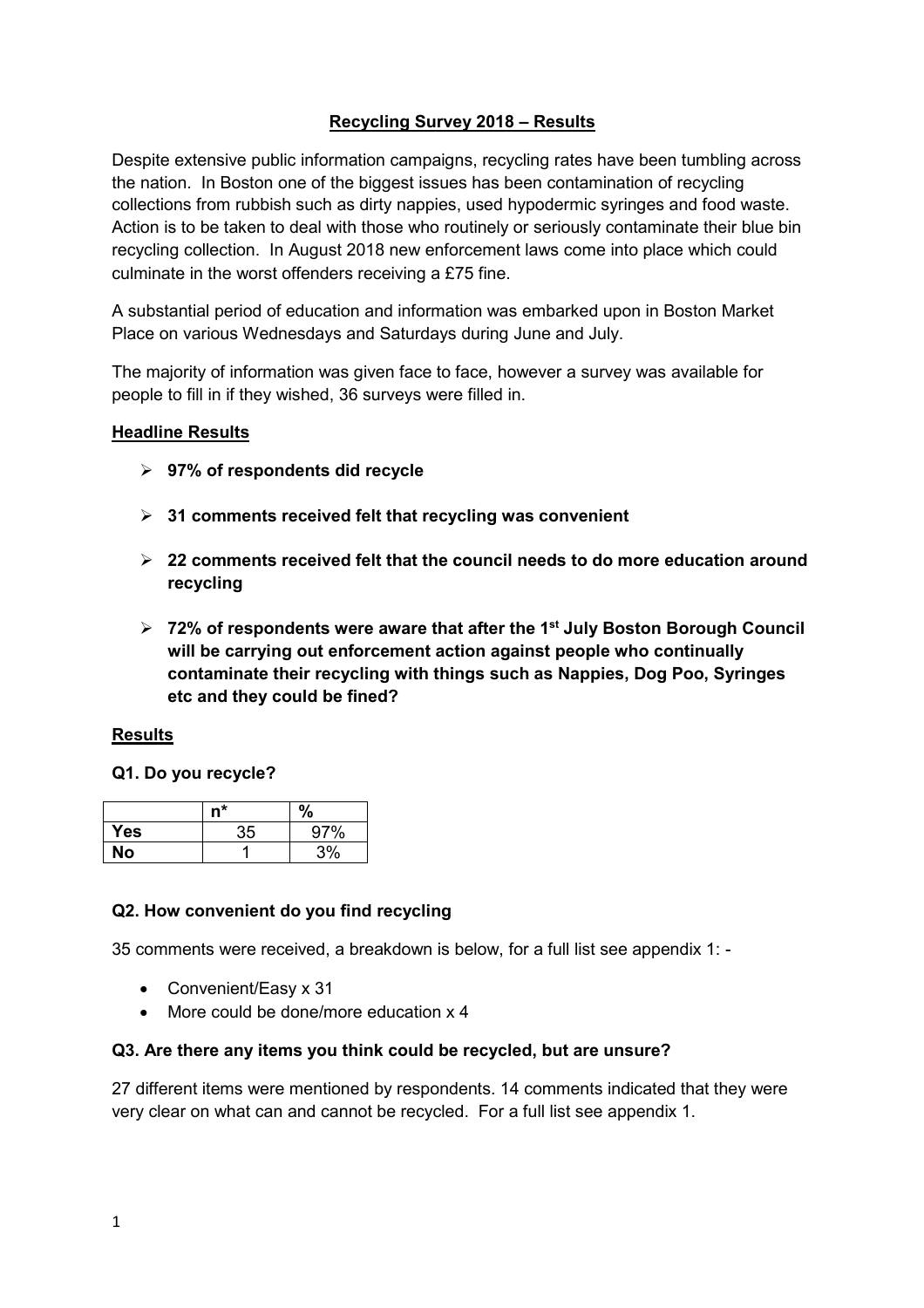# Recycling Survey 2018 – Results

Despite extensive public information campaigns, recycling rates have been tumbling across the nation. In Boston one of the biggest issues has been contamination of recycling collections from rubbish such as dirty nappies, used hypodermic syringes and food waste. Action is to be taken to deal with those who routinely or seriously contaminate their blue bin recycling collection. In August 2018 new enforcement laws come into place which could culminate in the worst offenders receiving a £75 fine.

A substantial period of education and information was embarked upon in Boston Market Place on various Wednesdays and Saturdays during June and July.

The majority of information was given face to face, however a survey was available for people to fill in if they wished, 36 surveys were filled in.

## Headline Results

- **97% of respondents did recycle**
- **31 comments received felt that recycling was convenient**
- **22 comments received felt that the council needs to do more education around recycling**
- **72% of respondents were aware that after the 1st July Boston Borough Council will be carrying out enforcement action against people who continually contaminate their recycling with things such as Nappies, Dog Poo, Syringes etc and they could be fined?**

## Results

### Q1. Do you recycle?

| | n* | % |
|---|---|---|
| **Yes** | 35 | 97% |
| **No** | 1 | 3% |

### Q2. How convenient do you find recycling

35 comments were received, a breakdown is below, for a full list see appendix 1: -

- Convenient/Easy x 31
- More could be done/more education x 4

### Q3. Are there any items you think could be recycled, but are unsure?

27 different items were mentioned by respondents. 14 comments indicated that they were very clear on what can and cannot be recycled. For a full list see appendix 1.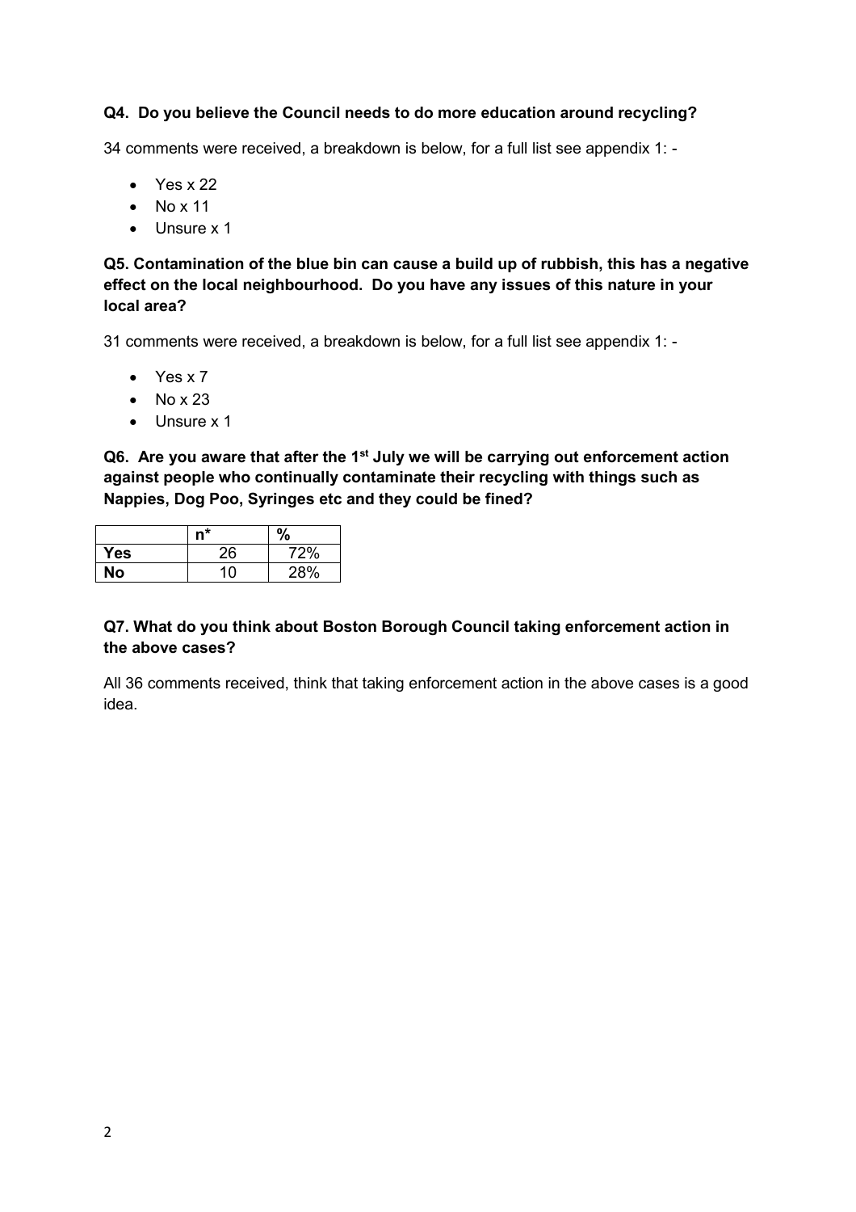**Q4. Do you believe the Council needs to do more education around recycling?**

34 comments were received, a breakdown is below, for a full list see appendix 1: -

- Yes x 22
- No x 11
- Unsure x 1

**Q5. Contamination of the blue bin can cause a build up of rubbish, this has a negative effect on the local neighbourhood. Do you have any issues of this nature in your local area?**

31 comments were received, a breakdown is below, for a full list see appendix 1: -

- Yes x 7
- No x 23
- Unsure x 1

**Q6. Are you aware that after the 1st July we will be carrying out enforcement action against people who continually contaminate their recycling with things such as Nappies, Dog Poo, Syringes etc and they could be fined?**

| | n* | % |
|---|---|---|
| **Yes** | 26 | 72% |
| **No** | 10 | 28% |

**Q7. What do you think about Boston Borough Council taking enforcement action in the above cases?**

All 36 comments received, think that taking enforcement action in the above cases is a good idea.